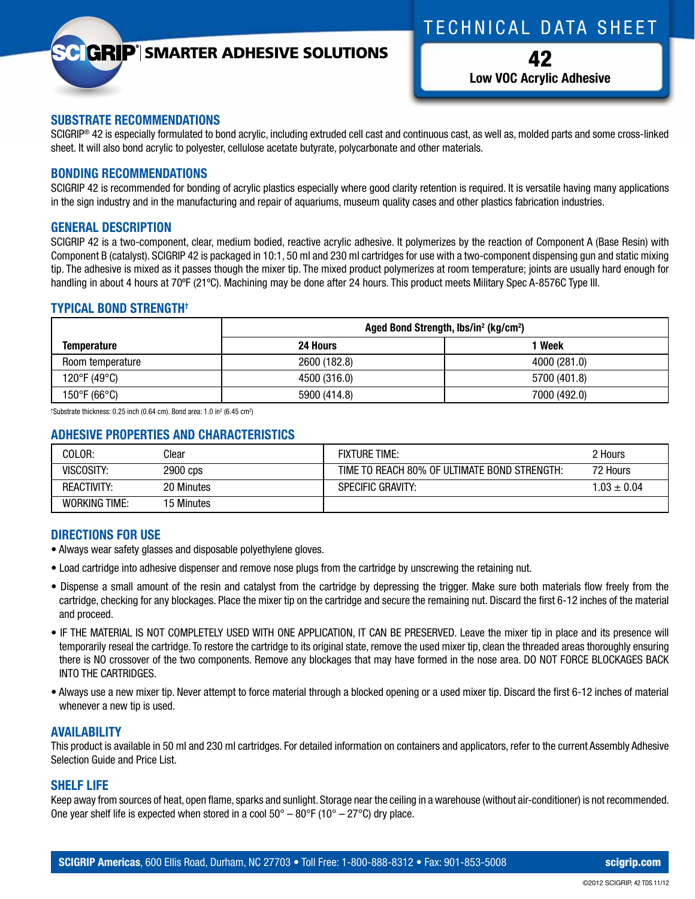SCIGRIP® | SMARTER ADHESIVE SOLUTIONS

# TECHNICAL DATA SHEET

## 42

**Low VOC Acrylic Adhesive**

## SUBSTRATE RECOMMENDATIONS

SCIGRIP® 42 is especially formulated to bond acrylic, including extruded cell cast and continuous cast, as well as, molded parts and some cross-linked sheet. It will also bond acrylic to polyester, cellulose acetate butyrate, polycarbonate and other materials.

## BONDING RECOMMENDATIONS

SCIGRIP 42 is recommended for bonding of acrylic plastics especially where good clarity retention is required. It is versatile having many applications in the sign industry and in the manufacturing and repair of aquariums, museum quality cases and other plastics fabrication industries.

## GENERAL DESCRIPTION

SCIGRIP 42 is a two-component, clear, medium bodied, reactive acrylic adhesive. It polymerizes by the reaction of Component A (Base Resin) with Component B (catalyst). SCIGRIP 42 is packaged in 10:1, 50 ml and 230 ml cartridges for use with a two-component dispensing gun and static mixing tip. The adhesive is mixed as it passes though the mixer tip. The mixed product polymerizes at room temperature; joints are usually hard enough for handling in about 4 hours at 70ºF (21ºC). Machining may be done after 24 hours. This product meets Military Spec A-8576C Type III.

## TYPICAL BOND STRENGTH†

| | Aged Bond Strength, lbs/in² (kg/cm²) | |
|---|---|---|
| **Temperature** | **24 Hours** | **1 Week** |
| Room temperature | 2600 (182.8) | 4000 (281.0) |
| 120°F (49°C) | 4500 (316.0) | 5700 (401.8) |
| 150°F (66°C) | 5900 (414.8) | 7000 (492.0) |

†Substrate thickness: 0.25 inch (0.64 cm). Bond area: 1.0 in² (6.45 cm²)

## ADHESIVE PROPERTIES AND CHARACTERISTICS

| | | | |
|---|---|---|---|
| COLOR: | Clear | FIXTURE TIME: | 2 Hours |
| VISCOSITY: | 2900 cps | TIME TO REACH 80% OF ULTIMATE BOND STRENGTH: | 72 Hours |
| REACTIVITY: | 20 Minutes | SPECIFIC GRAVITY: | 1.03 ± 0.04 |
| WORKING TIME: | 15 Minutes | | |

## DIRECTIONS FOR USE

- Always wear safety glasses and disposable polyethylene gloves.
- Load cartridge into adhesive dispenser and remove nose plugs from the cartridge by unscrewing the retaining nut.
- Dispense a small amount of the resin and catalyst from the cartridge by depressing the trigger. Make sure both materials flow freely from the cartridge, checking for any blockages. Place the mixer tip on the cartridge and secure the remaining nut. Discard the first 6-12 inches of the material and proceed.
- IF THE MATERIAL IS NOT COMPLETELY USED WITH ONE APPLICATION, IT CAN BE PRESERVED. Leave the mixer tip in place and its presence will temporarily reseal the cartridge. To restore the cartridge to its original state, remove the used mixer tip, clean the threaded areas thoroughly ensuring there is NO crossover of the two components. Remove any blockages that may have formed in the nose area. DO NOT FORCE BLOCKAGES BACK INTO THE CARTRIDGES.
- Always use a new mixer tip. Never attempt to force material through a blocked opening or a used mixer tip. Discard the first 6-12 inches of material whenever a new tip is used.

## AVAILABILITY

This product is available in 50 ml and 230 ml cartridges. For detailed information on containers and applicators, refer to the current Assembly Adhesive Selection Guide and Price List.

## SHELF LIFE

Keep away from sources of heat, open flame, sparks and sunlight. Storage near the ceiling in a warehouse (without air-conditioner) is not recommended. One year shelf life is expected when stored in a cool 50° – 80°F (10° – 27°C) dry place.

**SCIGRIP Americas**, 600 Ellis Road, Durham, NC 27703 • Toll Free: 1-800-888-8312 • Fax: 901-853-5008 **scigrip.com**

©2012 SCIGRIP, 42 TDS 11/12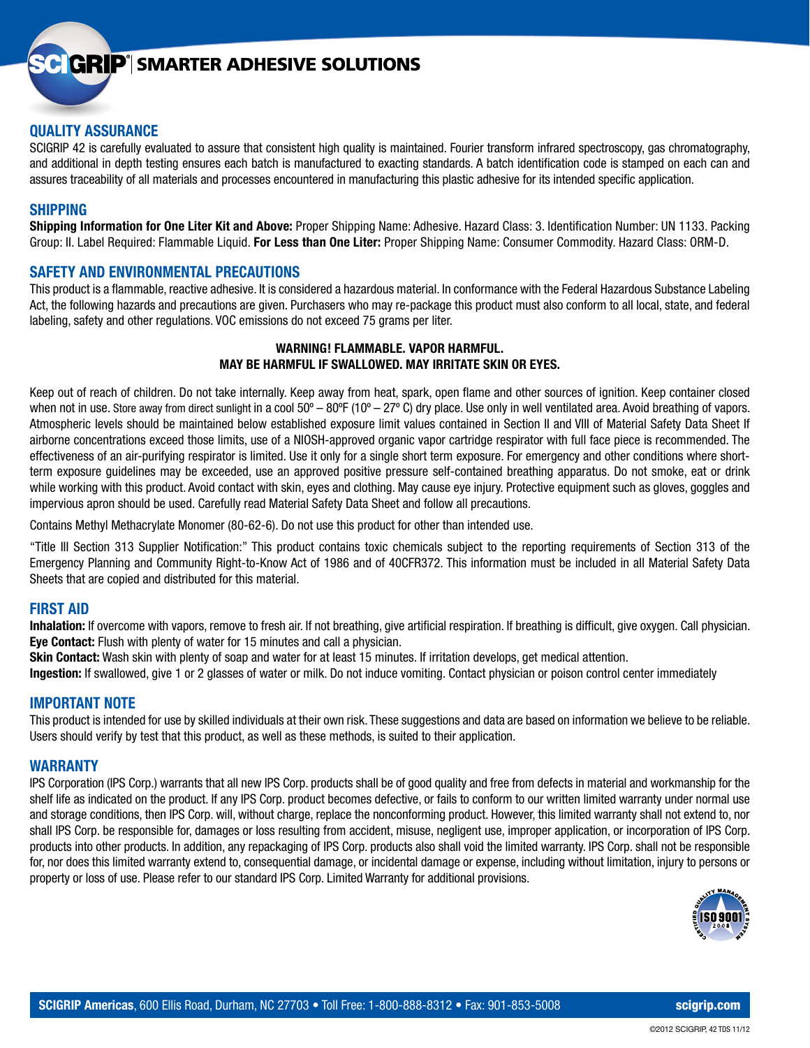## QUALITY ASSURANCE

SCIGRIP 42 is carefully evaluated to assure that consistent high quality is maintained. Fourier transform infrared spectroscopy, gas chromatography, and additional in depth testing ensures each batch is manufactured to exacting standards. A batch identification code is stamped on each can and assures traceability of all materials and processes encountered in manufacturing this plastic adhesive for its intended specific application.

## SHIPPING

**Shipping Information for One Liter Kit and Above:** Proper Shipping Name: Adhesive. Hazard Class: 3. Identification Number: UN 1133. Packing Group: II. Label Required: Flammable Liquid. **For Less than One Liter:** Proper Shipping Name: Consumer Commodity. Hazard Class: ORM-D.

## SAFETY AND ENVIRONMENTAL PRECAUTIONS

This product is a flammable, reactive adhesive. It is considered a hazardous material. In conformance with the Federal Hazardous Substance Labeling Act, the following hazards and precautions are given. Purchasers who may re-package this product must also conform to all local, state, and federal labeling, safety and other regulations. VOC emissions do not exceed 75 grams per liter.

**WARNING! FLAMMABLE. VAPOR HARMFUL.**
**MAY BE HARMFUL IF SWALLOWED. MAY IRRITATE SKIN OR EYES.**

Keep out of reach of children. Do not take internally. Keep away from heat, spark, open flame and other sources of ignition. Keep container closed when not in use. Store away from direct sunlight in a cool 50º – 80ºF (10º – 27º C) dry place. Use only in well ventilated area. Avoid breathing of vapors. Atmospheric levels should be maintained below established exposure limit values contained in Section II and VIII of Material Safety Data Sheet If airborne concentrations exceed those limits, use of a NIOSH-approved organic vapor cartridge respirator with full face piece is recommended. The effectiveness of an air-purifying respirator is limited. Use it only for a single short term exposure. For emergency and other conditions where short-term exposure guidelines may be exceeded, use an approved positive pressure self-contained breathing apparatus. Do not smoke, eat or drink while working with this product. Avoid contact with skin, eyes and clothing. May cause eye injury. Protective equipment such as gloves, goggles and impervious apron should be used. Carefully read Material Safety Data Sheet and follow all precautions.

Contains Methyl Methacrylate Monomer (80-62-6). Do not use this product for other than intended use.

"Title III Section 313 Supplier Notification:" This product contains toxic chemicals subject to the reporting requirements of Section 313 of the Emergency Planning and Community Right-to-Know Act of 1986 and of 40CFR372. This information must be included in all Material Safety Data Sheets that are copied and distributed for this material.

## FIRST AID

**Inhalation:** If overcome with vapors, remove to fresh air. If not breathing, give artificial respiration. If breathing is difficult, give oxygen. Call physician.
**Eye Contact:** Flush with plenty of water for 15 minutes and call a physician.
**Skin Contact:** Wash skin with plenty of soap and water for at least 15 minutes. If irritation develops, get medical attention.
**Ingestion:** If swallowed, give 1 or 2 glasses of water or milk. Do not induce vomiting. Contact physician or poison control center immediately

## IMPORTANT NOTE

This product is intended for use by skilled individuals at their own risk. These suggestions and data are based on information we believe to be reliable. Users should verify by test that this product, as well as these methods, is suited to their application.

## WARRANTY

IPS Corporation (IPS Corp.) warrants that all new IPS Corp. products shall be of good quality and free from defects in material and workmanship for the shelf life as indicated on the product. If any IPS Corp. product becomes defective, or fails to conform to our written limited warranty under normal use and storage conditions, then IPS Corp. will, without charge, replace the nonconforming product. However, this limited warranty shall not extend to, nor shall IPS Corp. be responsible for, damages or loss resulting from accident, misuse, negligent use, improper application, or incorporation of IPS Corp. products into other products. In addition, any repackaging of IPS Corp. products also shall void the limited warranty. IPS Corp. shall not be responsible for, nor does this limited warranty extend to, consequential damage, or incidental damage or expense, including without limitation, injury to persons or property or loss of use. Please refer to our standard IPS Corp. Limited Warranty for additional provisions.

**SCIGRIP Americas**, 600 Ellis Road, Durham, NC 27703 • Toll Free: 1-800-888-8312 • Fax: 901-853-5008 **scigrip.com**

©2012 SCIGRIP, 42 TDS 11/12